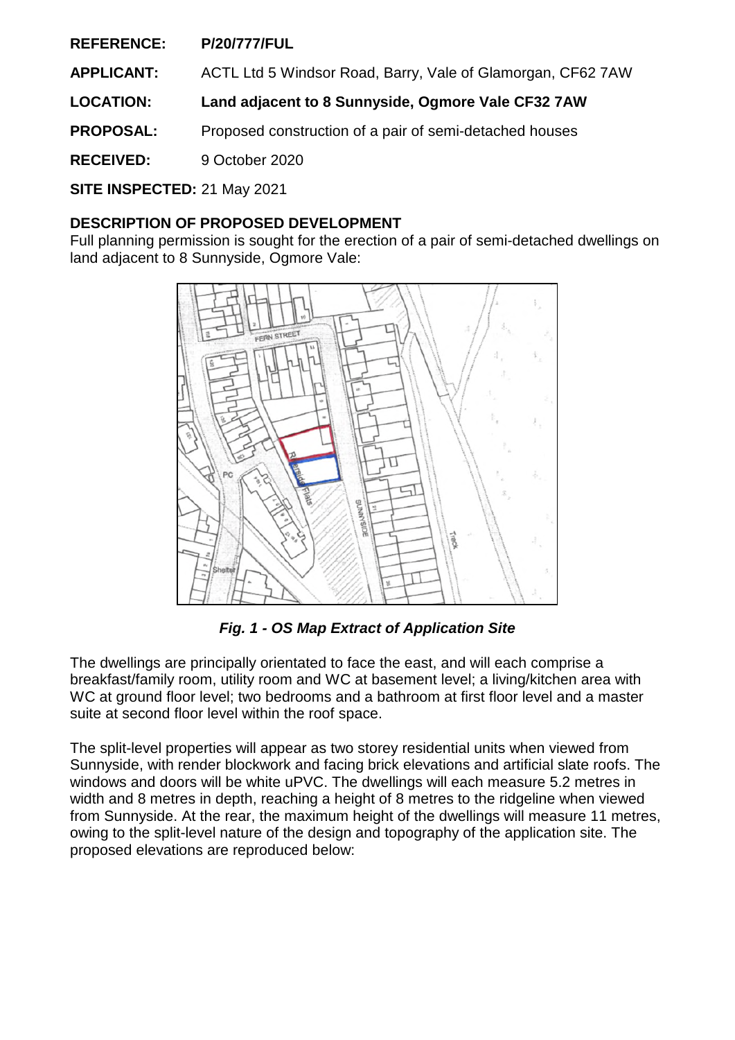**REFERENCE:** **P/20/777/FUL**

**APPLICANT:** ACTL Ltd 5 Windsor Road, Barry, Vale of Glamorgan, CF62 7AW

**LOCATION:** **Land adjacent to 8 Sunnyside, Ogmore Vale CF32 7AW**

**PROPOSAL:** Proposed construction of a pair of semi-detached houses

**RECEIVED:** 9 October 2020

**SITE INSPECTED:** 21 May 2021

## DESCRIPTION OF PROPOSED DEVELOPMENT

Full planning permission is sought for the erection of a pair of semi-detached dwellings on land adjacent to 8 Sunnyside, Ogmore Vale:

***Fig. 1 - OS Map Extract of Application Site***

The dwellings are principally orientated to face the east, and will each comprise a breakfast/family room, utility room and WC at basement level; a living/kitchen area with WC at ground floor level; two bedrooms and a bathroom at first floor level and a master suite at second floor level within the roof space.

The split-level properties will appear as two storey residential units when viewed from Sunnyside, with render blockwork and facing brick elevations and artificial slate roofs. The windows and doors will be white uPVC. The dwellings will each measure 5.2 metres in width and 8 metres in depth, reaching a height of 8 metres to the ridgeline when viewed from Sunnyside. At the rear, the maximum height of the dwellings will measure 11 metres, owing to the split-level nature of the design and topography of the application site. The proposed elevations are reproduced below: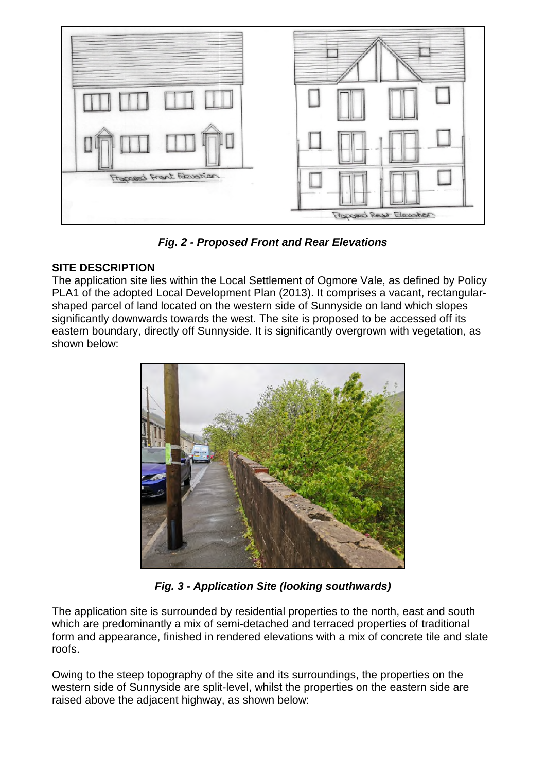*Fig. 2 - Proposed Front and Rear Elevations*

**SITE DESCRIPTION**

The application site lies within the Local Settlement of Ogmore Vale, as defined by Policy PLA1 of the adopted Local Development Plan (2013). It comprises a vacant, rectangular-shaped parcel of land located on the western side of Sunnyside on land which slopes significantly downwards towards the west. The site is proposed to be accessed off its eastern boundary, directly off Sunnyside. It is significantly overgrown with vegetation, as shown below:

*Fig. 3 - Application Site (looking southwards)*

The application site is surrounded by residential properties to the north, east and south which are predominantly a mix of semi-detached and terraced properties of traditional form and appearance, finished in rendered elevations with a mix of concrete tile and slate roofs.

Owing to the steep topography of the site and its surroundings, the properties on the western side of Sunnyside are split-level, whilst the properties on the eastern side are raised above the adjacent highway, as shown below: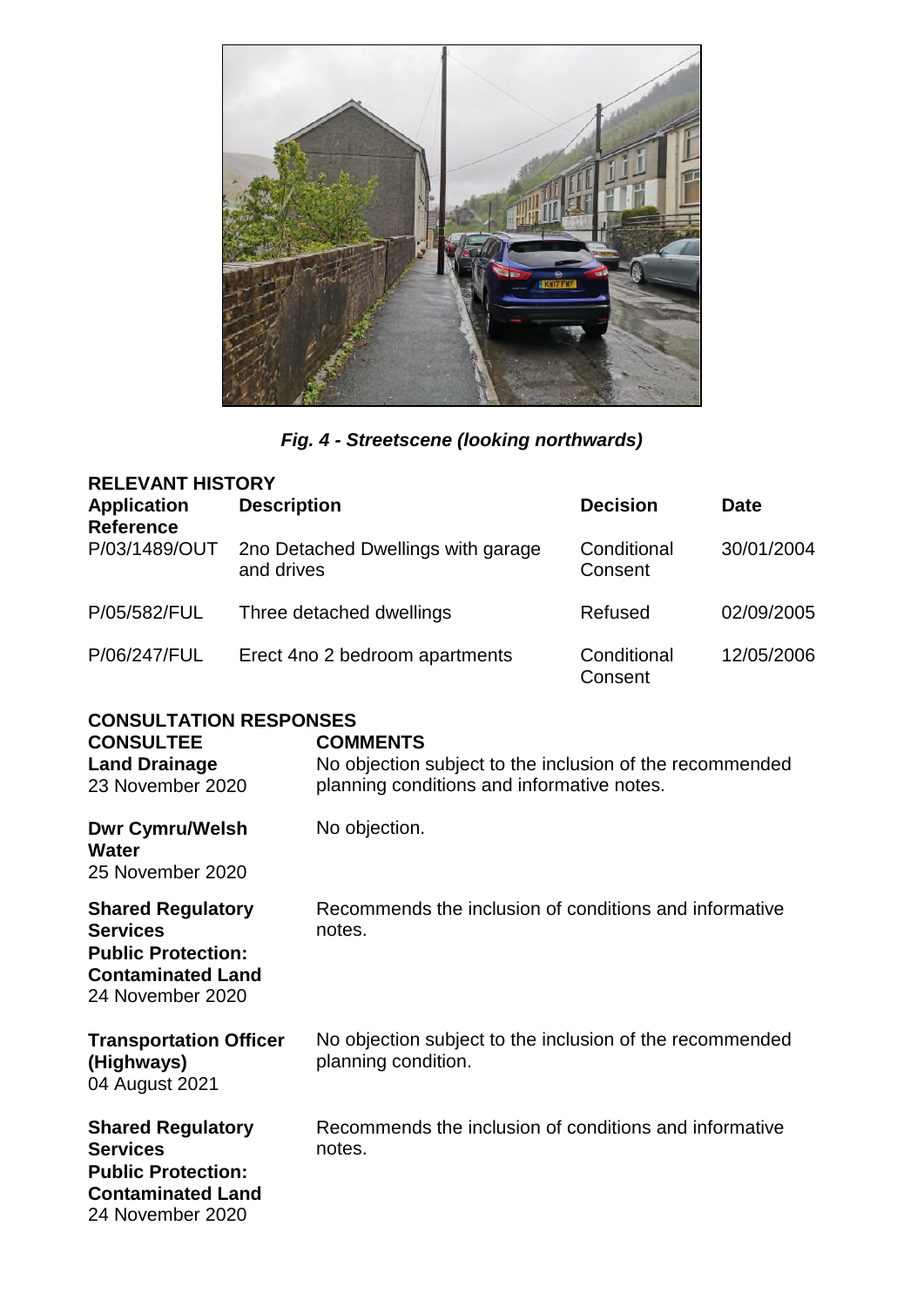*Fig. 4 - Streetscene (looking northwards)*

**RELEVANT HISTORY**

| Application Reference | Description | Decision | Date |
|---|---|---|---|
| P/03/1489/OUT | 2no Detached Dwellings with garage and drives | Conditional Consent | 30/01/2004 |
| P/05/582/FUL | Three detached dwellings | Refused | 02/09/2005 |
| P/06/247/FUL | Erect 4no 2 bedroom apartments | Conditional Consent | 12/05/2006 |

**CONSULTATION RESPONSES**

| CONSULTEE | COMMENTS |
|---|---|
| **Land Drainage** 23 November 2020 | No objection subject to the inclusion of the recommended planning conditions and informative notes. |
| **Dwr Cymru/Welsh Water** 25 November 2020 | No objection. |
| **Shared Regulatory Services Public Protection: Contaminated Land** 24 November 2020 | Recommends the inclusion of conditions and informative notes. |
| **Transportation Officer (Highways)** 04 August 2021 | No objection subject to the inclusion of the recommended planning condition. |
| **Shared Regulatory Services Public Protection: Contaminated Land** 24 November 2020 | Recommends the inclusion of conditions and informative notes. |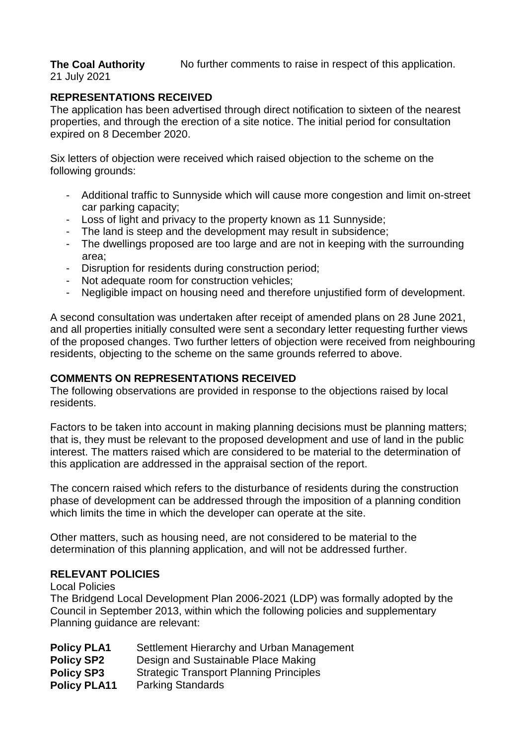**The Coal Authority** No further comments to raise in respect of this application.
21 July 2021

## REPRESENTATIONS RECEIVED

The application has been advertised through direct notification to sixteen of the nearest properties, and through the erection of a site notice. The initial period for consultation expired on 8 December 2020.

Six letters of objection were received which raised objection to the scheme on the following grounds:

- Additional traffic to Sunnyside which will cause more congestion and limit on-street car parking capacity;
- Loss of light and privacy to the property known as 11 Sunnyside;
- The land is steep and the development may result in subsidence;
- The dwellings proposed are too large and are not in keeping with the surrounding area;
- Disruption for residents during construction period;
- Not adequate room for construction vehicles;
- Negligible impact on housing need and therefore unjustified form of development.

A second consultation was undertaken after receipt of amended plans on 28 June 2021, and all properties initially consulted were sent a secondary letter requesting further views of the proposed changes. Two further letters of objection were received from neighbouring residents, objecting to the scheme on the same grounds referred to above.

## COMMENTS ON REPRESENTATIONS RECEIVED

The following observations are provided in response to the objections raised by local residents.

Factors to be taken into account in making planning decisions must be planning matters; that is, they must be relevant to the proposed development and use of land in the public interest. The matters raised which are considered to be material to the determination of this application are addressed in the appraisal section of the report.

The concern raised which refers to the disturbance of residents during the construction phase of development can be addressed through the imposition of a planning condition which limits the time in which the developer can operate at the site.

Other matters, such as housing need, are not considered to be material to the determination of this planning application, and will not be addressed further.

## RELEVANT POLICIES

Local Policies

The Bridgend Local Development Plan 2006-2021 (LDP) was formally adopted by the Council in September 2013, within which the following policies and supplementary Planning guidance are relevant:

| | |
|---|---|
| **Policy PLA1** | Settlement Hierarchy and Urban Management |
| **Policy SP2** | Design and Sustainable Place Making |
| **Policy SP3** | Strategic Transport Planning Principles |
| **Policy PLA11** | Parking Standards |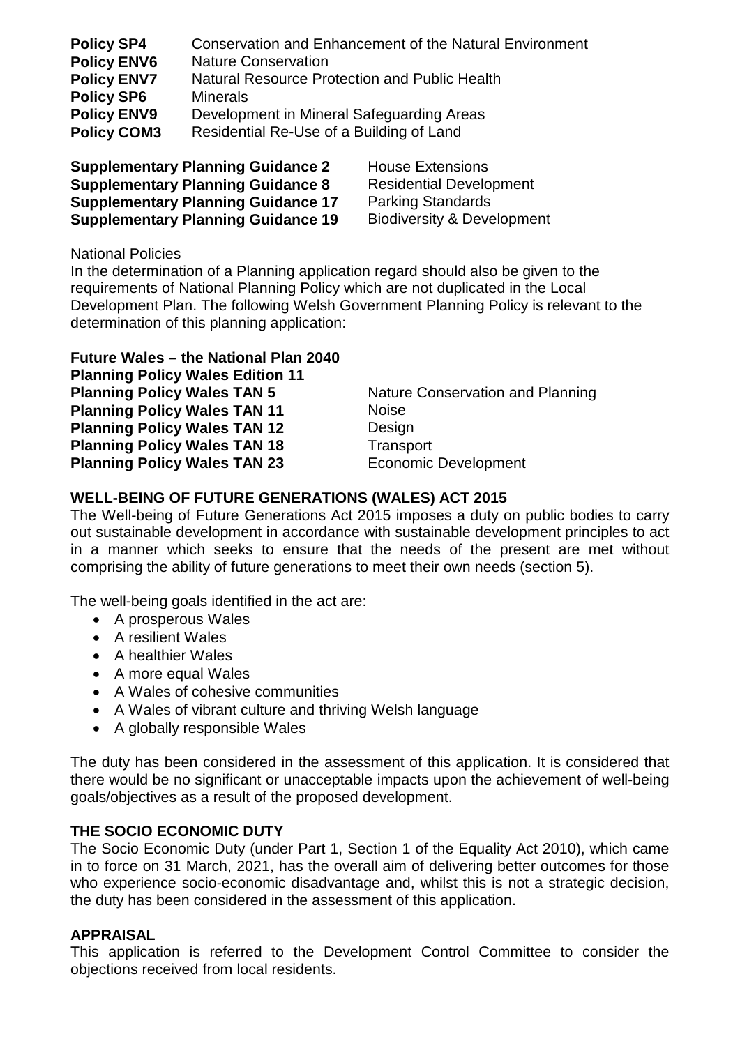| | |
|---|---|
| **Policy SP4** | Conservation and Enhancement of the Natural Environment |
| **Policy ENV6** | Nature Conservation |
| **Policy ENV7** | Natural Resource Protection and Public Health |
| **Policy SP6** | Minerals |
| **Policy ENV9** | Development in Mineral Safeguarding Areas |
| **Policy COM3** | Residential Re-Use of a Building of Land |

| | |
|---|---|
| **Supplementary Planning Guidance 2** | House Extensions |
| **Supplementary Planning Guidance 8** | Residential Development |
| **Supplementary Planning Guidance 17** | Parking Standards |
| **Supplementary Planning Guidance 19** | Biodiversity & Development |

National Policies

In the determination of a Planning application regard should also be given to the requirements of National Planning Policy which are not duplicated in the Local Development Plan. The following Welsh Government Planning Policy is relevant to the determination of this planning application:

**Future Wales – the National Plan 2040**

**Planning Policy Wales Edition 11**

| | |
|---|---|
| **Planning Policy Wales TAN 5** | Nature Conservation and Planning |
| **Planning Policy Wales TAN 11** | Noise |
| **Planning Policy Wales TAN 12** | Design |
| **Planning Policy Wales TAN 18** | Transport |
| **Planning Policy Wales TAN 23** | Economic Development |

**WELL-BEING OF FUTURE GENERATIONS (WALES) ACT 2015**

The Well-being of Future Generations Act 2015 imposes a duty on public bodies to carry out sustainable development in accordance with sustainable development principles to act in a manner which seeks to ensure that the needs of the present are met without comprising the ability of future generations to meet their own needs (section 5).

The well-being goals identified in the act are:

- A prosperous Wales
- A resilient Wales
- A healthier Wales
- A more equal Wales
- A Wales of cohesive communities
- A Wales of vibrant culture and thriving Welsh language
- A globally responsible Wales

The duty has been considered in the assessment of this application. It is considered that there would be no significant or unacceptable impacts upon the achievement of well-being goals/objectives as a result of the proposed development.

**THE SOCIO ECONOMIC DUTY**

The Socio Economic Duty (under Part 1, Section 1 of the Equality Act 2010), which came in to force on 31 March, 2021, has the overall aim of delivering better outcomes for those who experience socio-economic disadvantage and, whilst this is not a strategic decision, the duty has been considered in the assessment of this application.

**APPRAISAL**

This application is referred to the Development Control Committee to consider the objections received from local residents.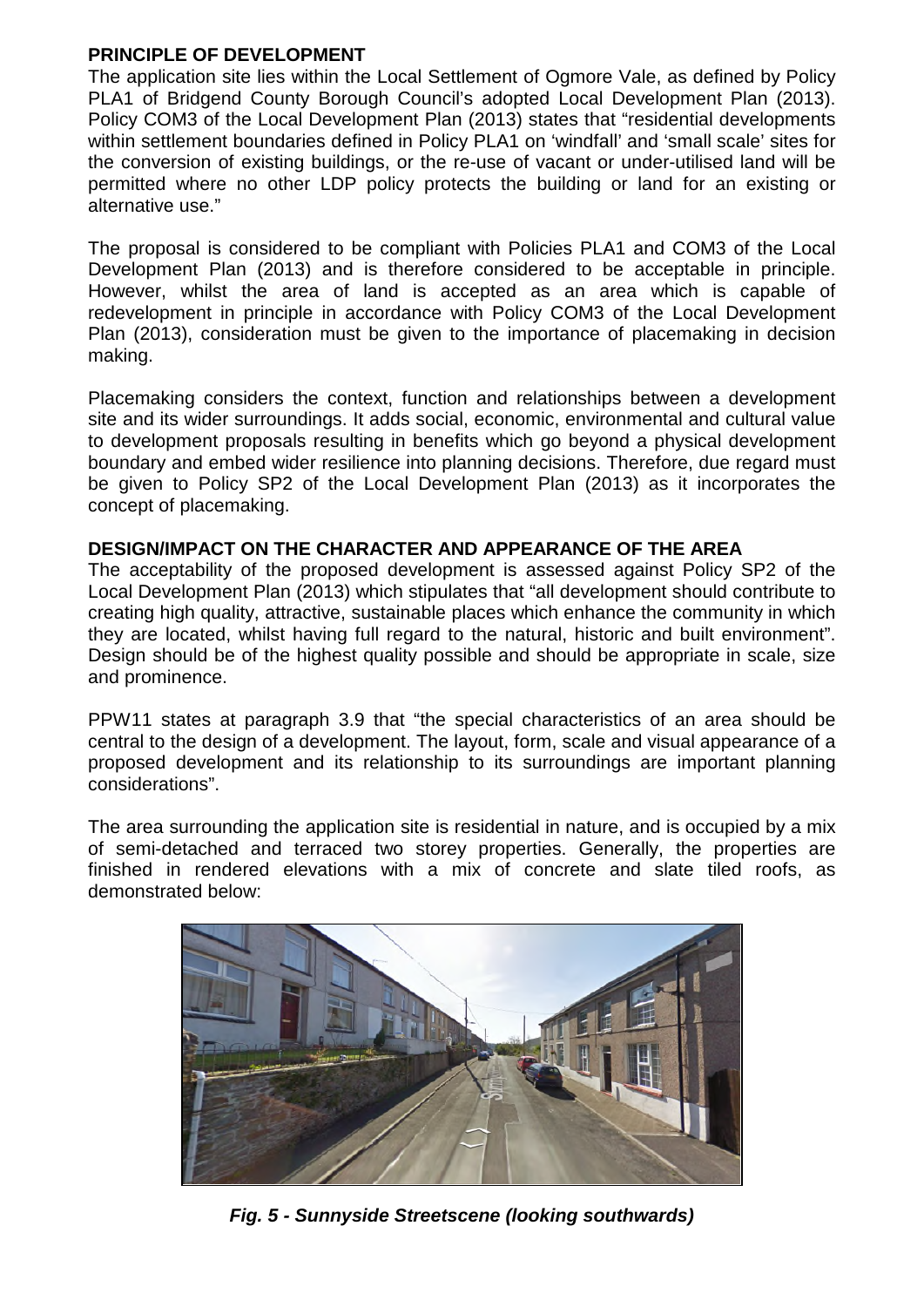**PRINCIPLE OF DEVELOPMENT**

The application site lies within the Local Settlement of Ogmore Vale, as defined by Policy PLA1 of Bridgend County Borough Council's adopted Local Development Plan (2013). Policy COM3 of the Local Development Plan (2013) states that "residential developments within settlement boundaries defined in Policy PLA1 on 'windfall' and 'small scale' sites for the conversion of existing buildings, or the re-use of vacant or under-utilised land will be permitted where no other LDP policy protects the building or land for an existing or alternative use."

The proposal is considered to be compliant with Policies PLA1 and COM3 of the Local Development Plan (2013) and is therefore considered to be acceptable in principle. However, whilst the area of land is accepted as an area which is capable of redevelopment in principle in accordance with Policy COM3 of the Local Development Plan (2013), consideration must be given to the importance of placemaking in decision making.

Placemaking considers the context, function and relationships between a development site and its wider surroundings. It adds social, economic, environmental and cultural value to development proposals resulting in benefits which go beyond a physical development boundary and embed wider resilience into planning decisions. Therefore, due regard must be given to Policy SP2 of the Local Development Plan (2013) as it incorporates the concept of placemaking.

**DESIGN/IMPACT ON THE CHARACTER AND APPEARANCE OF THE AREA**

The acceptability of the proposed development is assessed against Policy SP2 of the Local Development Plan (2013) which stipulates that "all development should contribute to creating high quality, attractive, sustainable places which enhance the community in which they are located, whilst having full regard to the natural, historic and built environment". Design should be of the highest quality possible and should be appropriate in scale, size and prominence.

PPW11 states at paragraph 3.9 that "the special characteristics of an area should be central to the design of a development. The layout, form, scale and visual appearance of a proposed development and its relationship to its surroundings are important planning considerations".

The area surrounding the application site is residential in nature, and is occupied by a mix of semi-detached and terraced two storey properties. Generally, the properties are finished in rendered elevations with a mix of concrete and slate tiled roofs, as demonstrated below:

***Fig. 5 - Sunnyside Streetscene (looking southwards)***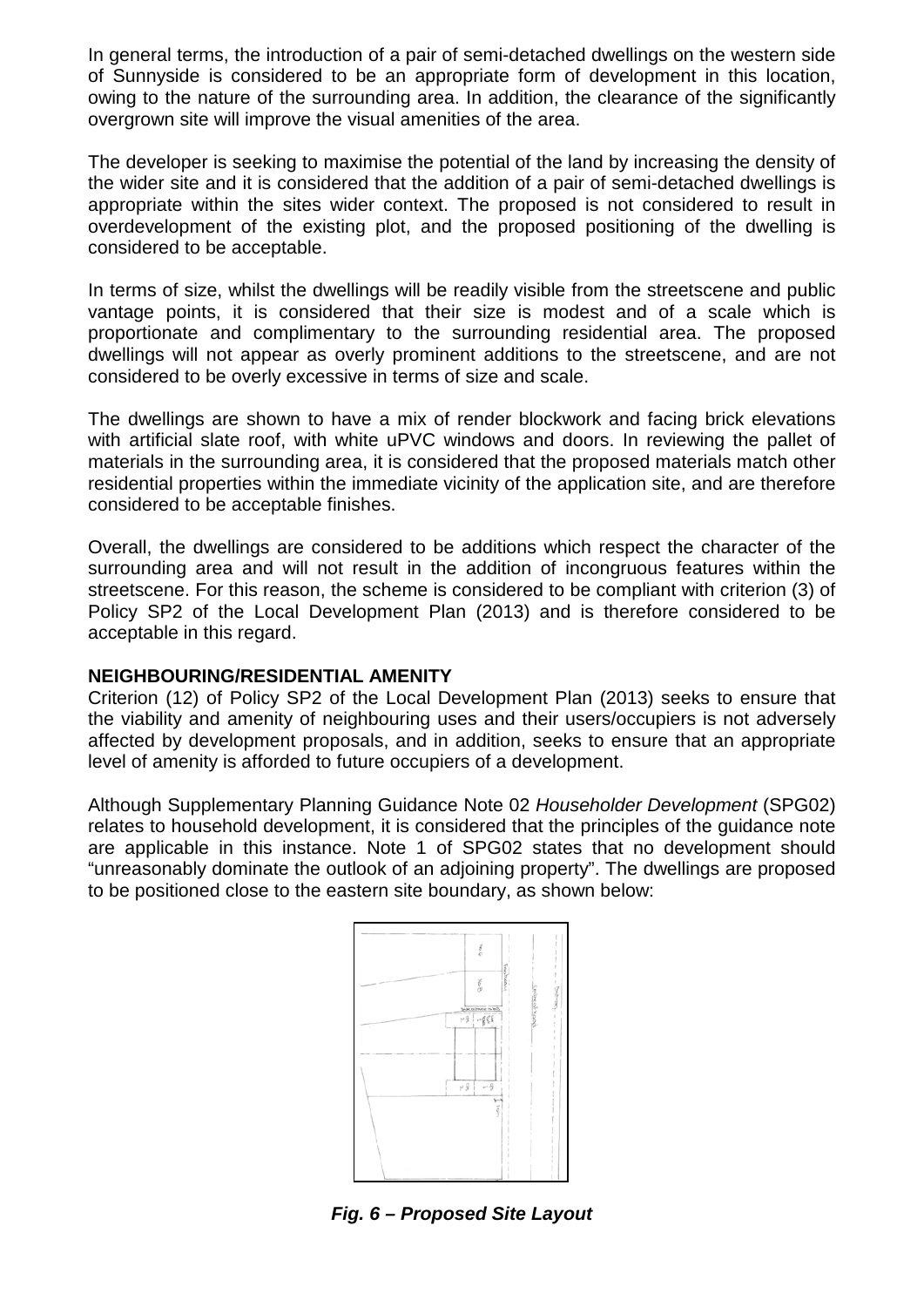In general terms, the introduction of a pair of semi-detached dwellings on the western side of Sunnyside is considered to be an appropriate form of development in this location, owing to the nature of the surrounding area. In addition, the clearance of the significantly overgrown site will improve the visual amenities of the area.

The developer is seeking to maximise the potential of the land by increasing the density of the wider site and it is considered that the addition of a pair of semi-detached dwellings is appropriate within the sites wider context. The proposed is not considered to result in overdevelopment of the existing plot, and the proposed positioning of the dwelling is considered to be acceptable.

In terms of size, whilst the dwellings will be readily visible from the streetscene and public vantage points, it is considered that their size is modest and of a scale which is proportionate and complimentary to the surrounding residential area. The proposed dwellings will not appear as overly prominent additions to the streetscene, and are not considered to be overly excessive in terms of size and scale.

The dwellings are shown to have a mix of render blockwork and facing brick elevations with artificial slate roof, with white uPVC windows and doors. In reviewing the pallet of materials in the surrounding area, it is considered that the proposed materials match other residential properties within the immediate vicinity of the application site, and are therefore considered to be acceptable finishes.

Overall, the dwellings are considered to be additions which respect the character of the surrounding area and will not result in the addition of incongruous features within the streetscene. For this reason, the scheme is considered to be compliant with criterion (3) of Policy SP2 of the Local Development Plan (2013) and is therefore considered to be acceptable in this regard.

**NEIGHBOURING/RESIDENTIAL AMENITY**

Criterion (12) of Policy SP2 of the Local Development Plan (2013) seeks to ensure that the viability and amenity of neighbouring uses and their users/occupiers is not adversely affected by development proposals, and in addition, seeks to ensure that an appropriate level of amenity is afforded to future occupiers of a development.

Although Supplementary Planning Guidance Note 02 *Householder Development* (SPG02) relates to household development, it is considered that the principles of the guidance note are applicable in this instance. Note 1 of SPG02 states that no development should "unreasonably dominate the outlook of an adjoining property". The dwellings are proposed to be positioned close to the eastern site boundary, as shown below:

***Fig. 6 – Proposed Site Layout***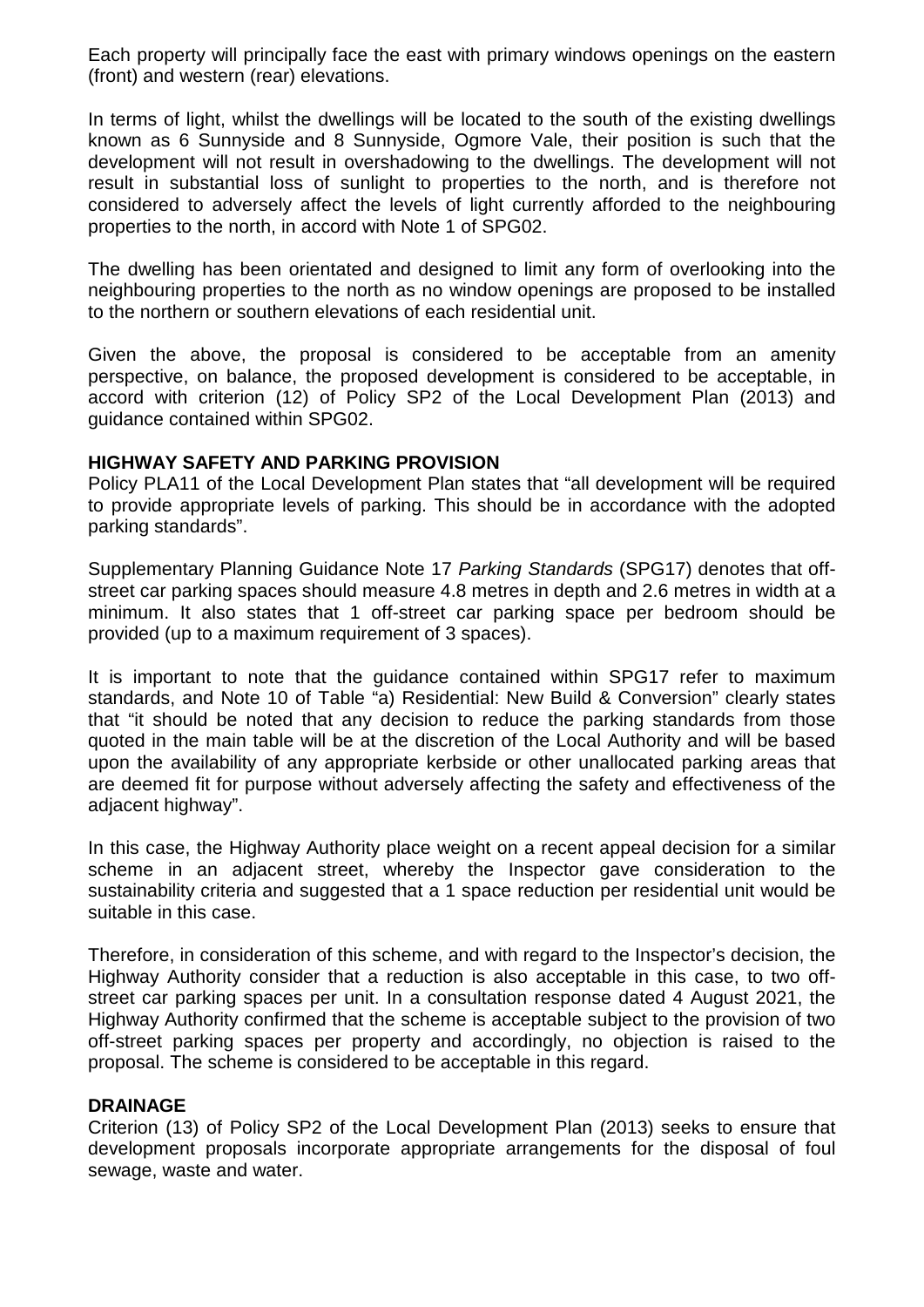Each property will principally face the east with primary windows openings on the eastern (front) and western (rear) elevations.

In terms of light, whilst the dwellings will be located to the south of the existing dwellings known as 6 Sunnyside and 8 Sunnyside, Ogmore Vale, their position is such that the development will not result in overshadowing to the dwellings. The development will not result in substantial loss of sunlight to properties to the north, and is therefore not considered to adversely affect the levels of light currently afforded to the neighbouring properties to the north, in accord with Note 1 of SPG02.

The dwelling has been orientated and designed to limit any form of overlooking into the neighbouring properties to the north as no window openings are proposed to be installed to the northern or southern elevations of each residential unit.

Given the above, the proposal is considered to be acceptable from an amenity perspective, on balance, the proposed development is considered to be acceptable, in accord with criterion (12) of Policy SP2 of the Local Development Plan (2013) and guidance contained within SPG02.

**HIGHWAY SAFETY AND PARKING PROVISION**

Policy PLA11 of the Local Development Plan states that "all development will be required to provide appropriate levels of parking. This should be in accordance with the adopted parking standards".

Supplementary Planning Guidance Note 17 *Parking Standards* (SPG17) denotes that off-street car parking spaces should measure 4.8 metres in depth and 2.6 metres in width at a minimum. It also states that 1 off-street car parking space per bedroom should be provided (up to a maximum requirement of 3 spaces).

It is important to note that the guidance contained within SPG17 refer to maximum standards, and Note 10 of Table "a) Residential: New Build & Conversion" clearly states that "it should be noted that any decision to reduce the parking standards from those quoted in the main table will be at the discretion of the Local Authority and will be based upon the availability of any appropriate kerbside or other unallocated parking areas that are deemed fit for purpose without adversely affecting the safety and effectiveness of the adjacent highway".

In this case, the Highway Authority place weight on a recent appeal decision for a similar scheme in an adjacent street, whereby the Inspector gave consideration to the sustainability criteria and suggested that a 1 space reduction per residential unit would be suitable in this case.

Therefore, in consideration of this scheme, and with regard to the Inspector's decision, the Highway Authority consider that a reduction is also acceptable in this case, to two off-street car parking spaces per unit. In a consultation response dated 4 August 2021, the Highway Authority confirmed that the scheme is acceptable subject to the provision of two off-street parking spaces per property and accordingly, no objection is raised to the proposal. The scheme is considered to be acceptable in this regard.

**DRAINAGE**

Criterion (13) of Policy SP2 of the Local Development Plan (2013) seeks to ensure that development proposals incorporate appropriate arrangements for the disposal of foul sewage, waste and water.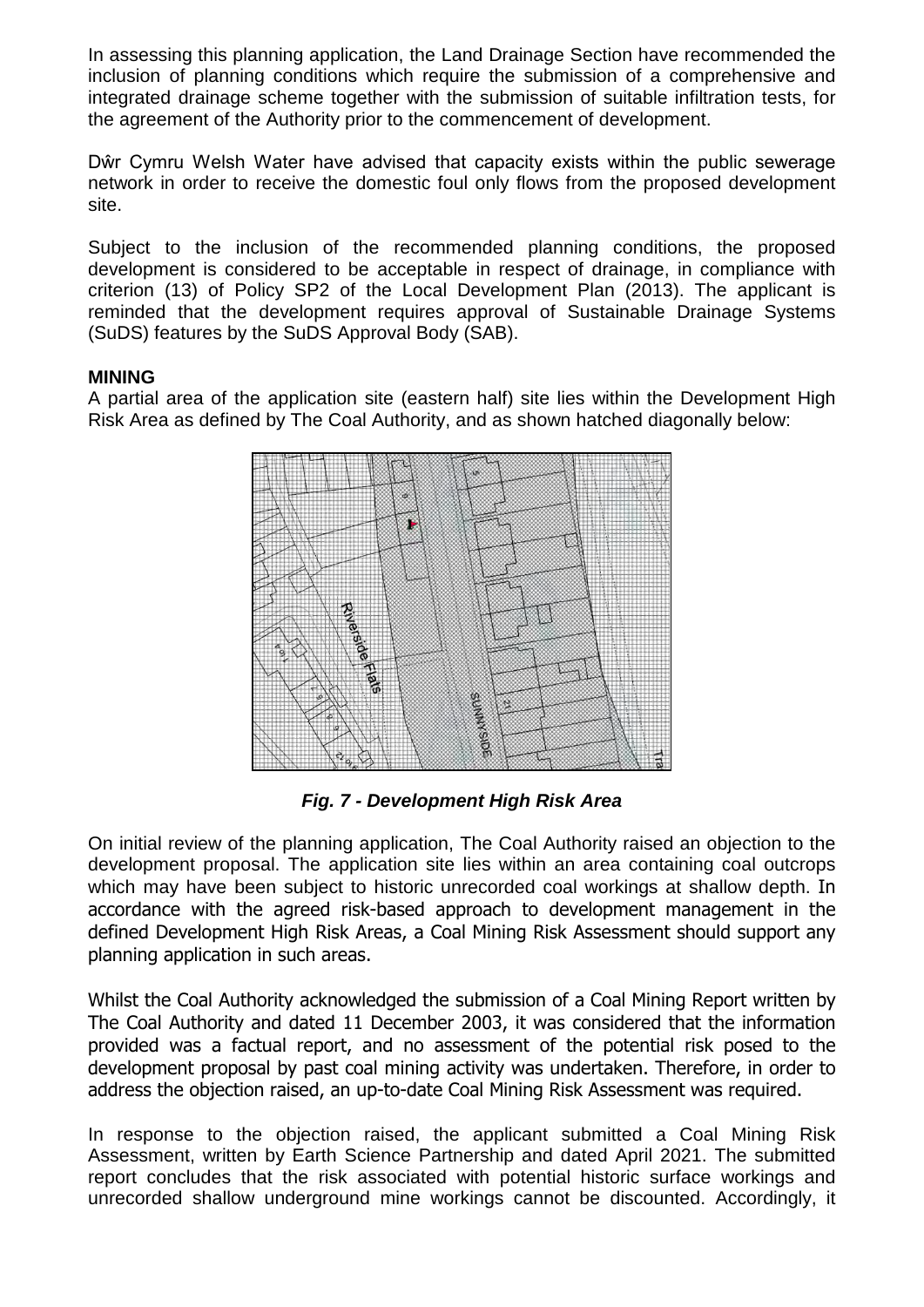In assessing this planning application, the Land Drainage Section have recommended the inclusion of planning conditions which require the submission of a comprehensive and integrated drainage scheme together with the submission of suitable infiltration tests, for the agreement of the Authority prior to the commencement of development.

Dŵr Cymru Welsh Water have advised that capacity exists within the public sewerage network in order to receive the domestic foul only flows from the proposed development site.

Subject to the inclusion of the recommended planning conditions, the proposed development is considered to be acceptable in respect of drainage, in compliance with criterion (13) of Policy SP2 of the Local Development Plan (2013). The applicant is reminded that the development requires approval of Sustainable Drainage Systems (SuDS) features by the SuDS Approval Body (SAB).

**MINING**

A partial area of the application site (eastern half) site lies within the Development High Risk Area as defined by The Coal Authority, and as shown hatched diagonally below:

***Fig. 7 - Development High Risk Area***

On initial review of the planning application, The Coal Authority raised an objection to the development proposal. The application site lies within an area containing coal outcrops which may have been subject to historic unrecorded coal workings at shallow depth. In accordance with the agreed risk-based approach to development management in the defined Development High Risk Areas, a Coal Mining Risk Assessment should support any planning application in such areas.

Whilst the Coal Authority acknowledged the submission of a Coal Mining Report written by The Coal Authority and dated 11 December 2003, it was considered that the information provided was a factual report, and no assessment of the potential risk posed to the development proposal by past coal mining activity was undertaken. Therefore, in order to address the objection raised, an up-to-date Coal Mining Risk Assessment was required.

In response to the objection raised, the applicant submitted a Coal Mining Risk Assessment, written by Earth Science Partnership and dated April 2021. The submitted report concludes that the risk associated with potential historic surface workings and unrecorded shallow underground mine workings cannot be discounted. Accordingly, it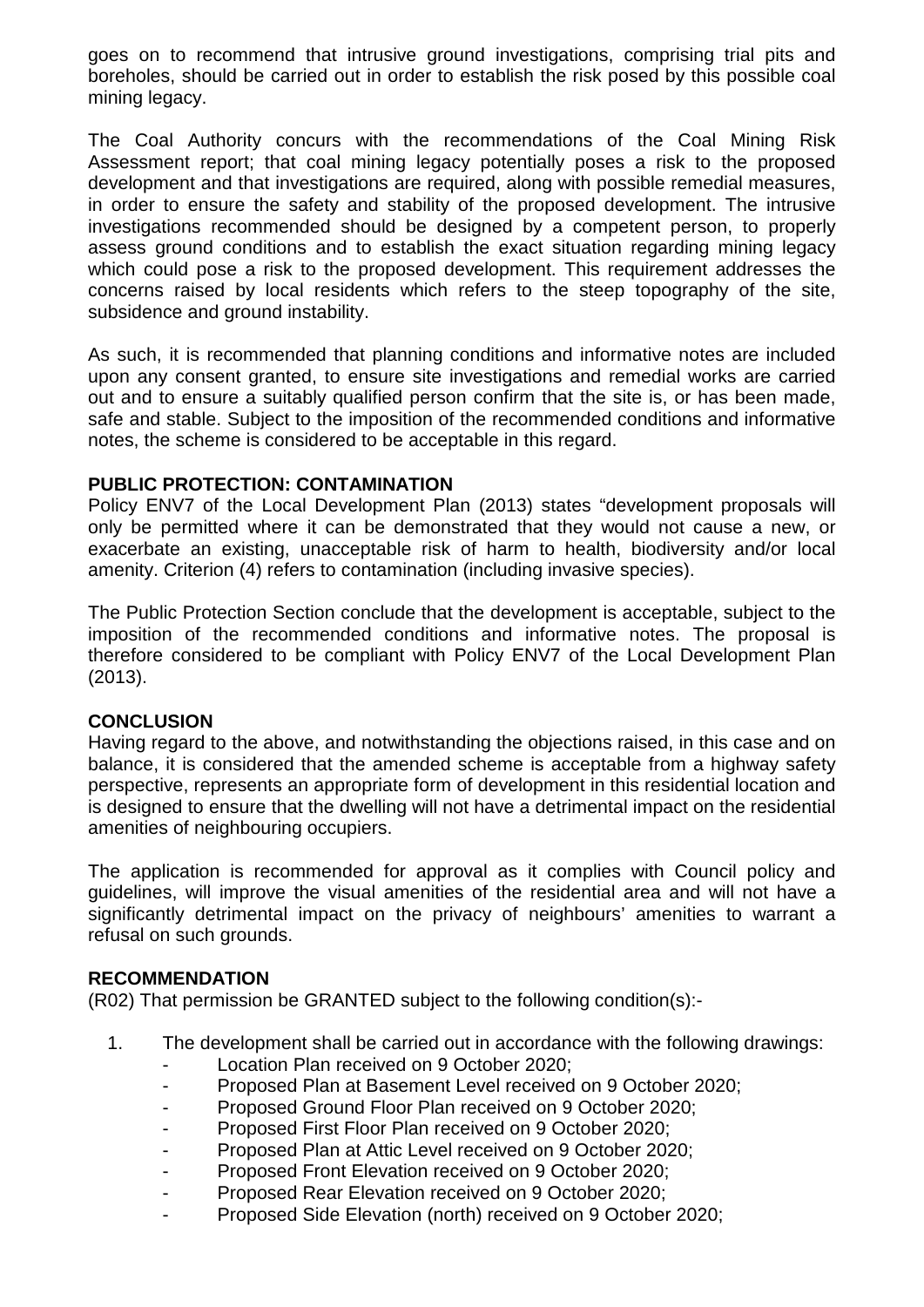goes on to recommend that intrusive ground investigations, comprising trial pits and boreholes, should be carried out in order to establish the risk posed by this possible coal mining legacy.

The Coal Authority concurs with the recommendations of the Coal Mining Risk Assessment report; that coal mining legacy potentially poses a risk to the proposed development and that investigations are required, along with possible remedial measures, in order to ensure the safety and stability of the proposed development. The intrusive investigations recommended should be designed by a competent person, to properly assess ground conditions and to establish the exact situation regarding mining legacy which could pose a risk to the proposed development. This requirement addresses the concerns raised by local residents which refers to the steep topography of the site, subsidence and ground instability.

As such, it is recommended that planning conditions and informative notes are included upon any consent granted, to ensure site investigations and remedial works are carried out and to ensure a suitably qualified person confirm that the site is, or has been made, safe and stable. Subject to the imposition of the recommended conditions and informative notes, the scheme is considered to be acceptable in this regard.

**PUBLIC PROTECTION: CONTAMINATION**

Policy ENV7 of the Local Development Plan (2013) states "development proposals will only be permitted where it can be demonstrated that they would not cause a new, or exacerbate an existing, unacceptable risk of harm to health, biodiversity and/or local amenity. Criterion (4) refers to contamination (including invasive species).

The Public Protection Section conclude that the development is acceptable, subject to the imposition of the recommended conditions and informative notes. The proposal is therefore considered to be compliant with Policy ENV7 of the Local Development Plan (2013).

**CONCLUSION**

Having regard to the above, and notwithstanding the objections raised, in this case and on balance, it is considered that the amended scheme is acceptable from a highway safety perspective, represents an appropriate form of development in this residential location and is designed to ensure that the dwelling will not have a detrimental impact on the residential amenities of neighbouring occupiers.

The application is recommended for approval as it complies with Council policy and guidelines, will improve the visual amenities of the residential area and will not have a significantly detrimental impact on the privacy of neighbours' amenities to warrant a refusal on such grounds.

**RECOMMENDATION**

(R02) That permission be GRANTED subject to the following condition(s):-

1. The development shall be carried out in accordance with the following drawings:
   - Location Plan received on 9 October 2020;
   - Proposed Plan at Basement Level received on 9 October 2020;
   - Proposed Ground Floor Plan received on 9 October 2020;
   - Proposed First Floor Plan received on 9 October 2020;
   - Proposed Plan at Attic Level received on 9 October 2020;
   - Proposed Front Elevation received on 9 October 2020;
   - Proposed Rear Elevation received on 9 October 2020;
   - Proposed Side Elevation (north) received on 9 October 2020;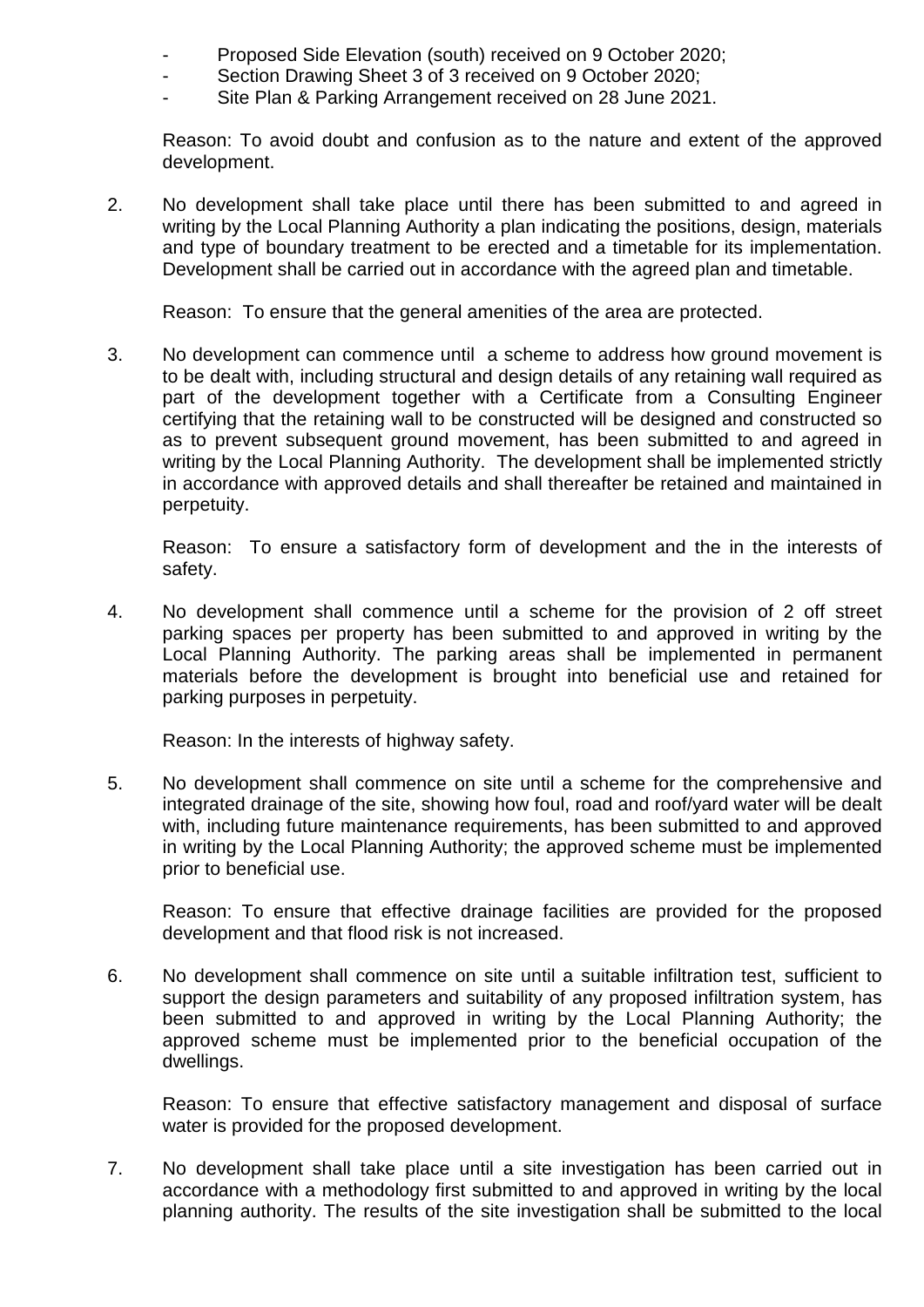- Proposed Side Elevation (south) received on 9 October 2020;
- Section Drawing Sheet 3 of 3 received on 9 October 2020;
- Site Plan & Parking Arrangement received on 28 June 2021.

Reason: To avoid doubt and confusion as to the nature and extent of the approved development.

2. No development shall take place until there has been submitted to and agreed in writing by the Local Planning Authority a plan indicating the positions, design, materials and type of boundary treatment to be erected and a timetable for its implementation. Development shall be carried out in accordance with the agreed plan and timetable.

   Reason: To ensure that the general amenities of the area are protected.

3. No development can commence until a scheme to address how ground movement is to be dealt with, including structural and design details of any retaining wall required as part of the development together with a Certificate from a Consulting Engineer certifying that the retaining wall to be constructed will be designed and constructed so as to prevent subsequent ground movement, has been submitted to and agreed in writing by the Local Planning Authority. The development shall be implemented strictly in accordance with approved details and shall thereafter be retained and maintained in perpetuity.

   Reason: To ensure a satisfactory form of development and the in the interests of safety.

4. No development shall commence until a scheme for the provision of 2 off street parking spaces per property has been submitted to and approved in writing by the Local Planning Authority. The parking areas shall be implemented in permanent materials before the development is brought into beneficial use and retained for parking purposes in perpetuity.

   Reason: In the interests of highway safety.

5. No development shall commence on site until a scheme for the comprehensive and integrated drainage of the site, showing how foul, road and roof/yard water will be dealt with, including future maintenance requirements, has been submitted to and approved in writing by the Local Planning Authority; the approved scheme must be implemented prior to beneficial use.

   Reason: To ensure that effective drainage facilities are provided for the proposed development and that flood risk is not increased.

6. No development shall commence on site until a suitable infiltration test, sufficient to support the design parameters and suitability of any proposed infiltration system, has been submitted to and approved in writing by the Local Planning Authority; the approved scheme must be implemented prior to the beneficial occupation of the dwellings.

   Reason: To ensure that effective satisfactory management and disposal of surface water is provided for the proposed development.

7. No development shall take place until a site investigation has been carried out in accordance with a methodology first submitted to and approved in writing by the local planning authority. The results of the site investigation shall be submitted to the local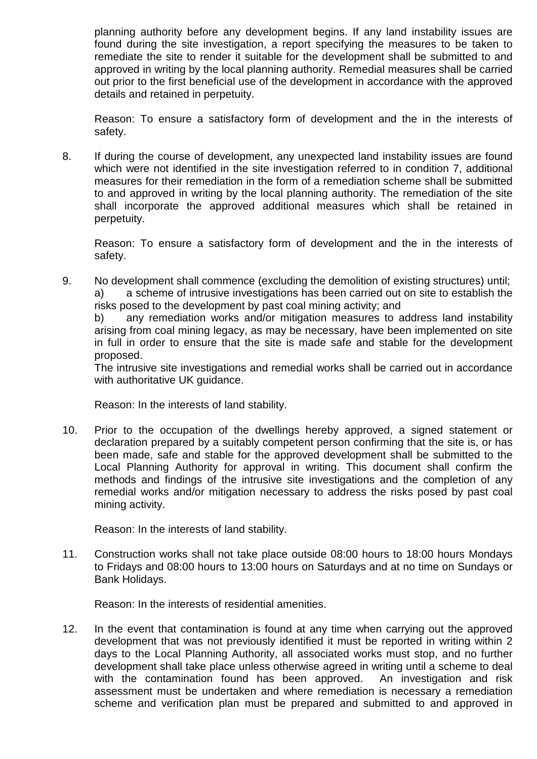planning authority before any development begins. If any land instability issues are found during the site investigation, a report specifying the measures to be taken to remediate the site to render it suitable for the development shall be submitted to and approved in writing by the local planning authority. Remedial measures shall be carried out prior to the first beneficial use of the development in accordance with the approved details and retained in perpetuity.

Reason: To ensure a satisfactory form of development and the in the interests of safety.

8. If during the course of development, any unexpected land instability issues are found which were not identified in the site investigation referred to in condition 7, additional measures for their remediation in the form of a remediation scheme shall be submitted to and approved in writing by the local planning authority. The remediation of the site shall incorporate the approved additional measures which shall be retained in perpetuity.

   Reason: To ensure a satisfactory form of development and the in the interests of safety.

9. No development shall commence (excluding the demolition of existing structures) until;
   a) a scheme of intrusive investigations has been carried out on site to establish the risks posed to the development by past coal mining activity; and
   b) any remediation works and/or mitigation measures to address land instability arising from coal mining legacy, as may be necessary, have been implemented on site in full in order to ensure that the site is made safe and stable for the development proposed.
   The intrusive site investigations and remedial works shall be carried out in accordance with authoritative UK guidance.

   Reason: In the interests of land stability.

10. Prior to the occupation of the dwellings hereby approved, a signed statement or declaration prepared by a suitably competent person confirming that the site is, or has been made, safe and stable for the approved development shall be submitted to the Local Planning Authority for approval in writing. This document shall confirm the methods and findings of the intrusive site investigations and the completion of any remedial works and/or mitigation necessary to address the risks posed by past coal mining activity.

    Reason: In the interests of land stability.

11. Construction works shall not take place outside 08:00 hours to 18:00 hours Mondays to Fridays and 08:00 hours to 13:00 hours on Saturdays and at no time on Sundays or Bank Holidays.

    Reason: In the interests of residential amenities.

12. In the event that contamination is found at any time when carrying out the approved development that was not previously identified it must be reported in writing within 2 days to the Local Planning Authority, all associated works must stop, and no further development shall take place unless otherwise agreed in writing until a scheme to deal with the contamination found has been approved. An investigation and risk assessment must be undertaken and where remediation is necessary a remediation scheme and verification plan must be prepared and submitted to and approved in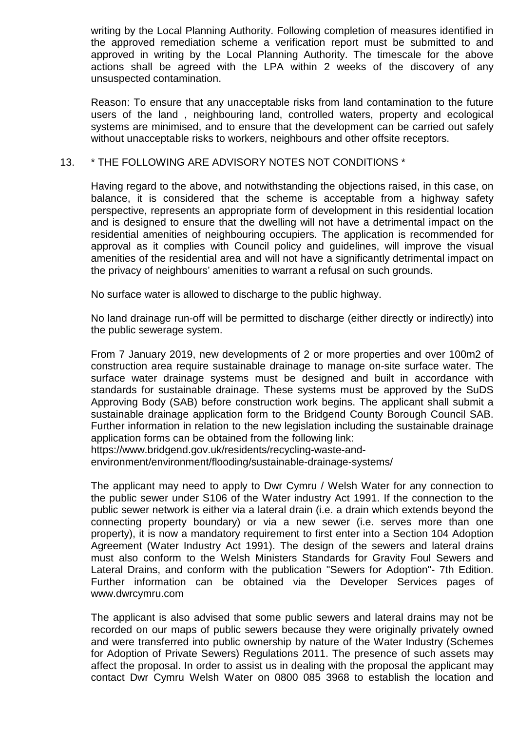writing by the Local Planning Authority. Following completion of measures identified in the approved remediation scheme a verification report must be submitted to and approved in writing by the Local Planning Authority. The timescale for the above actions shall be agreed with the LPA within 2 weeks of the discovery of any unsuspected contamination.

Reason: To ensure that any unacceptable risks from land contamination to the future users of the land , neighbouring land, controlled waters, property and ecological systems are minimised, and to ensure that the development can be carried out safely without unacceptable risks to workers, neighbours and other offsite receptors.

13. * THE FOLLOWING ARE ADVISORY NOTES NOT CONDITIONS *

Having regard to the above, and notwithstanding the objections raised, in this case, on balance, it is considered that the scheme is acceptable from a highway safety perspective, represents an appropriate form of development in this residential location and is designed to ensure that the dwelling will not have a detrimental impact on the residential amenities of neighbouring occupiers. The application is recommended for approval as it complies with Council policy and guidelines, will improve the visual amenities of the residential area and will not have a significantly detrimental impact on the privacy of neighbours' amenities to warrant a refusal on such grounds.

No surface water is allowed to discharge to the public highway.

No land drainage run-off will be permitted to discharge (either directly or indirectly) into the public sewerage system.

From 7 January 2019, new developments of 2 or more properties and over 100m2 of construction area require sustainable drainage to manage on-site surface water. The surface water drainage systems must be designed and built in accordance with standards for sustainable drainage. These systems must be approved by the SuDS Approving Body (SAB) before construction work begins. The applicant shall submit a sustainable drainage application form to the Bridgend County Borough Council SAB. Further information in relation to the new legislation including the sustainable drainage application forms can be obtained from the following link:
https://www.bridgend.gov.uk/residents/recycling-waste-and-environment/environment/flooding/sustainable-drainage-systems/

The applicant may need to apply to Dwr Cymru / Welsh Water for any connection to the public sewer under S106 of the Water industry Act 1991. If the connection to the public sewer network is either via a lateral drain (i.e. a drain which extends beyond the connecting property boundary) or via a new sewer (i.e. serves more than one property), it is now a mandatory requirement to first enter into a Section 104 Adoption Agreement (Water Industry Act 1991). The design of the sewers and lateral drains must also conform to the Welsh Ministers Standards for Gravity Foul Sewers and Lateral Drains, and conform with the publication "Sewers for Adoption"- 7th Edition. Further information can be obtained via the Developer Services pages of www.dwrcymru.com

The applicant is also advised that some public sewers and lateral drains may not be recorded on our maps of public sewers because they were originally privately owned and were transferred into public ownership by nature of the Water Industry (Schemes for Adoption of Private Sewers) Regulations 2011. The presence of such assets may affect the proposal. In order to assist us in dealing with the proposal the applicant may contact Dwr Cymru Welsh Water on 0800 085 3968 to establish the location and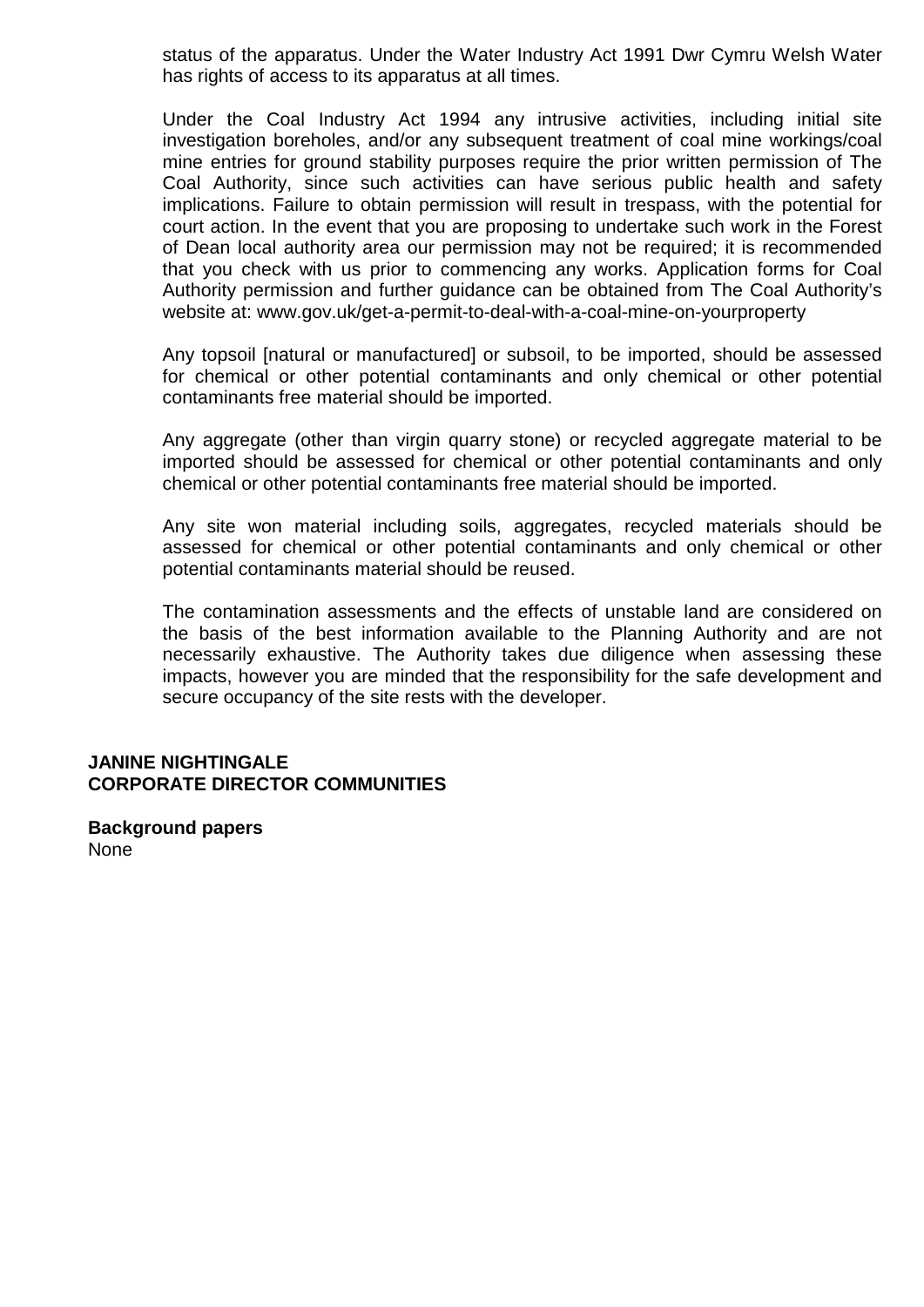status of the apparatus. Under the Water Industry Act 1991 Dwr Cymru Welsh Water has rights of access to its apparatus at all times.

Under the Coal Industry Act 1994 any intrusive activities, including initial site investigation boreholes, and/or any subsequent treatment of coal mine workings/coal mine entries for ground stability purposes require the prior written permission of The Coal Authority, since such activities can have serious public health and safety implications. Failure to obtain permission will result in trespass, with the potential for court action. In the event that you are proposing to undertake such work in the Forest of Dean local authority area our permission may not be required; it is recommended that you check with us prior to commencing any works. Application forms for Coal Authority permission and further guidance can be obtained from The Coal Authority's website at: www.gov.uk/get-a-permit-to-deal-with-a-coal-mine-on-yourproperty

Any topsoil [natural or manufactured] or subsoil, to be imported, should be assessed for chemical or other potential contaminants and only chemical or other potential contaminants free material should be imported.

Any aggregate (other than virgin quarry stone) or recycled aggregate material to be imported should be assessed for chemical or other potential contaminants and only chemical or other potential contaminants free material should be imported.

Any site won material including soils, aggregates, recycled materials should be assessed for chemical or other potential contaminants and only chemical or other potential contaminants material should be reused.

The contamination assessments and the effects of unstable land are considered on the basis of the best information available to the Planning Authority and are not necessarily exhaustive. The Authority takes due diligence when assessing these impacts, however you are minded that the responsibility for the safe development and secure occupancy of the site rests with the developer.

**JANINE NIGHTINGALE**
**CORPORATE DIRECTOR COMMUNITIES**

**Background papers**
None